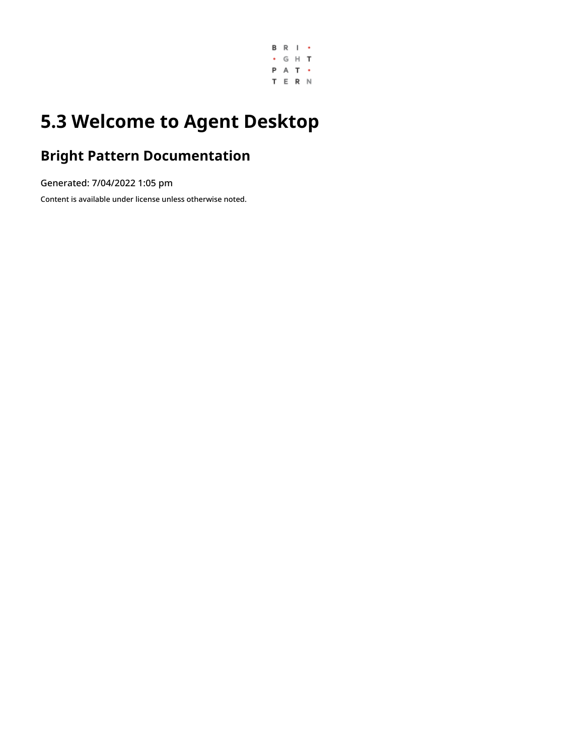# 5.3 Welcome to Agent Desktop

## Bright Pattern Documentation

Generated: 7/04/2022 1:05 pm

Content is available under license unless otherwise noted.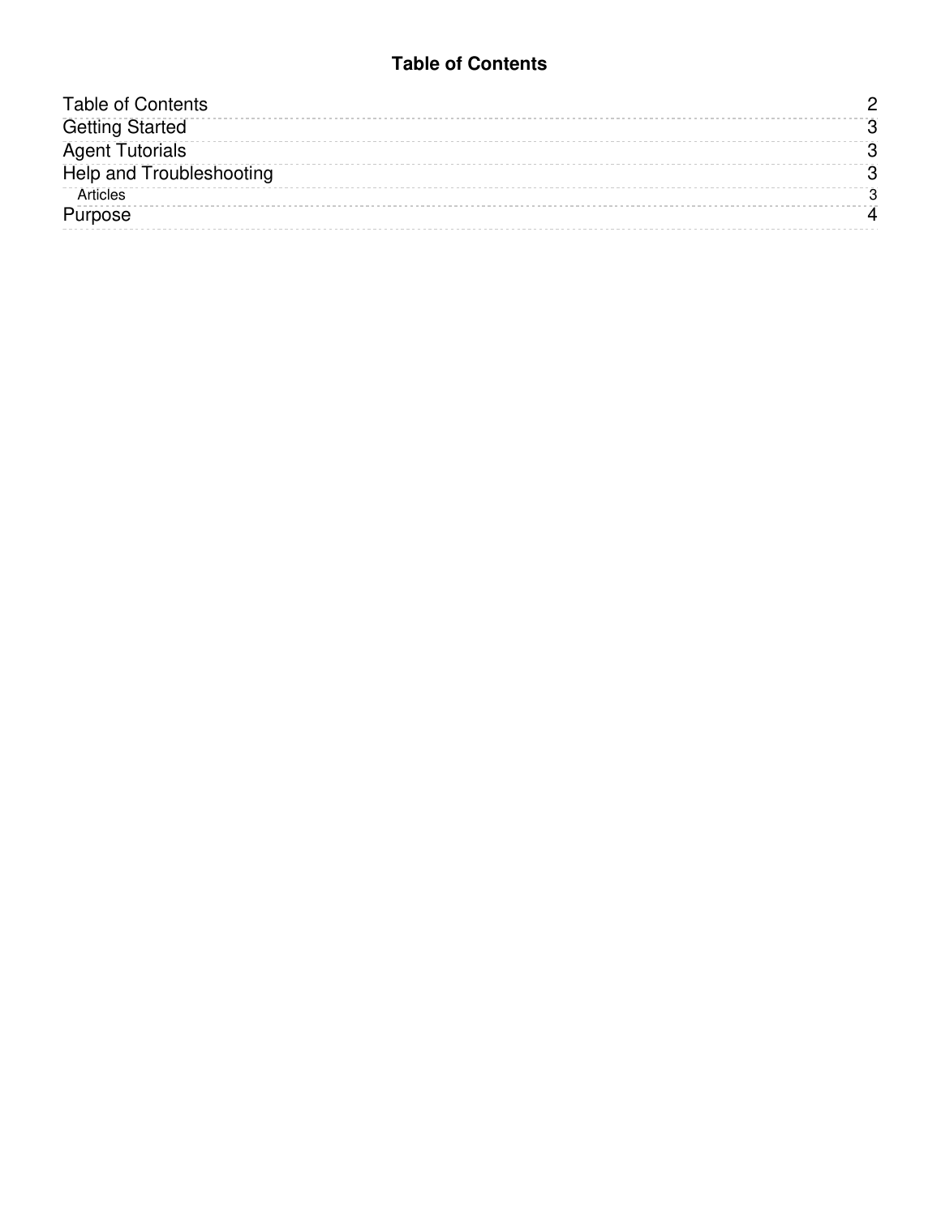# Table of Contents

| | |
|---|---|
| Table of Contents | 2 |
| Getting Started | 3 |
| Agent Tutorials | 3 |
| Help and Troubleshooting | 3 |
| Articles | 3 |
| Purpose | 4 |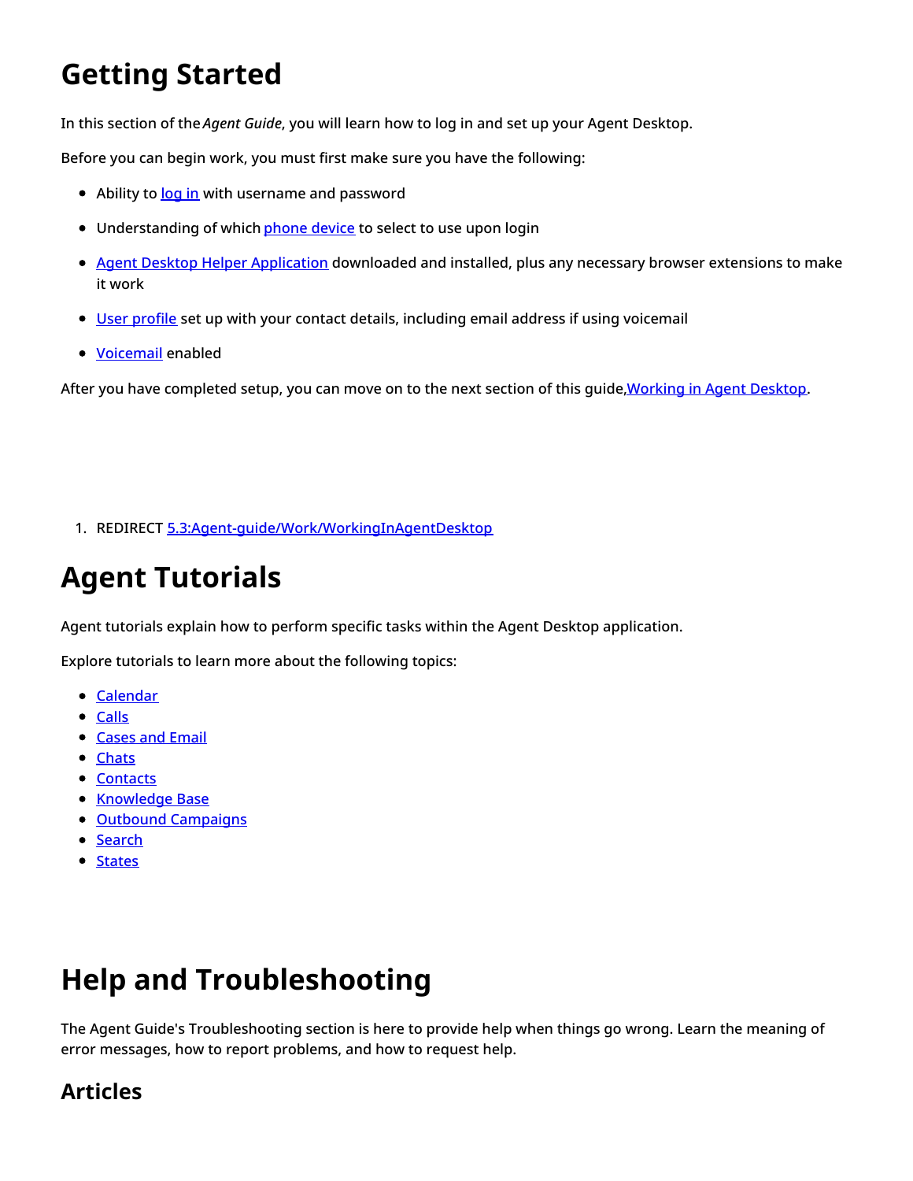# Getting Started

In this section of the *Agent Guide*, you will learn how to log in and set up your Agent Desktop.

Before you can begin work, you must first make sure you have the following:

- Ability to log in with username and password
- Understanding of which phone device to select to use upon login
- Agent Desktop Helper Application downloaded and installed, plus any necessary browser extensions to make it work
- User profile set up with your contact details, including email address if using voicemail
- Voicemail enabled

After you have completed setup, you can move on to the next section of this guide, Working in Agent Desktop.

1. REDIRECT 5.3:Agent-guide/Work/WorkingInAgentDesktop

# Agent Tutorials

Agent tutorials explain how to perform specific tasks within the Agent Desktop application.

Explore tutorials to learn more about the following topics:

- Calendar
- Calls
- Cases and Email
- Chats
- Contacts
- Knowledge Base
- Outbound Campaigns
- Search
- States

# Help and Troubleshooting

The Agent Guide's Troubleshooting section is here to provide help when things go wrong. Learn the meaning of error messages, how to report problems, and how to request help.

## Articles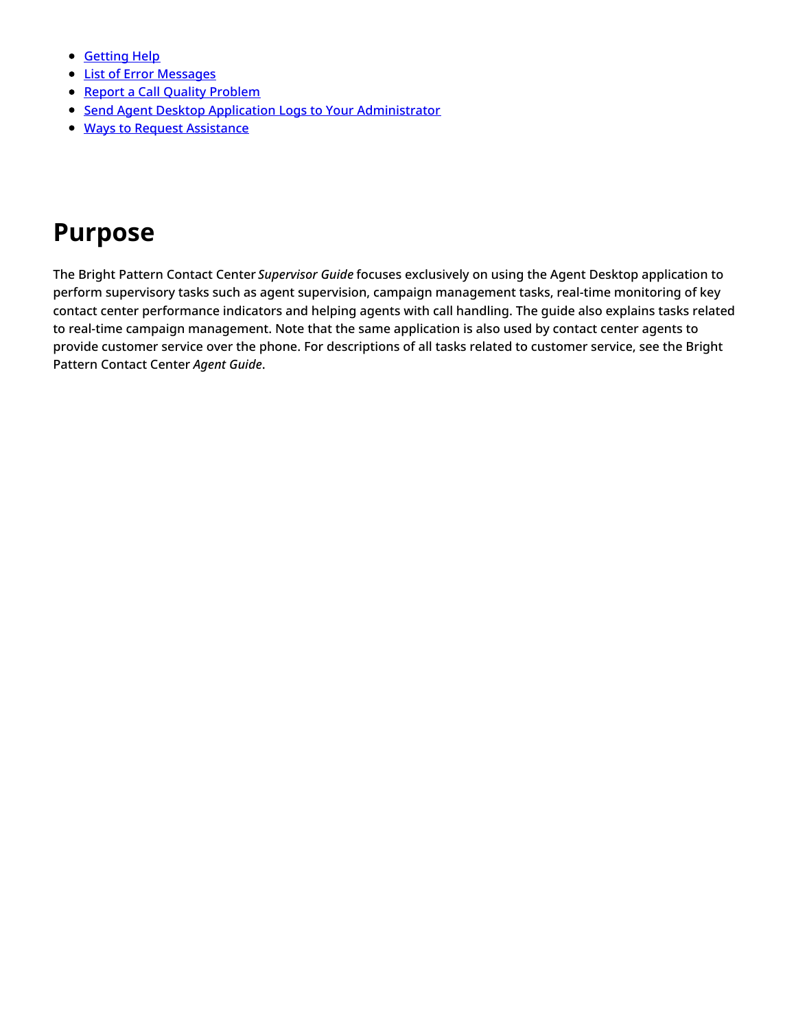- Getting Help
- List of Error Messages
- Report a Call Quality Problem
- Send Agent Desktop Application Logs to Your Administrator
- Ways to Request Assistance

# Purpose

The Bright Pattern Contact Center *Supervisor Guide* focuses exclusively on using the Agent Desktop application to perform supervisory tasks such as agent supervision, campaign management tasks, real-time monitoring of key contact center performance indicators and helping agents with call handling. The guide also explains tasks related to real-time campaign management. Note that the same application is also used by contact center agents to provide customer service over the phone. For descriptions of all tasks related to customer service, see the Bright Pattern Contact Center *Agent Guide*.